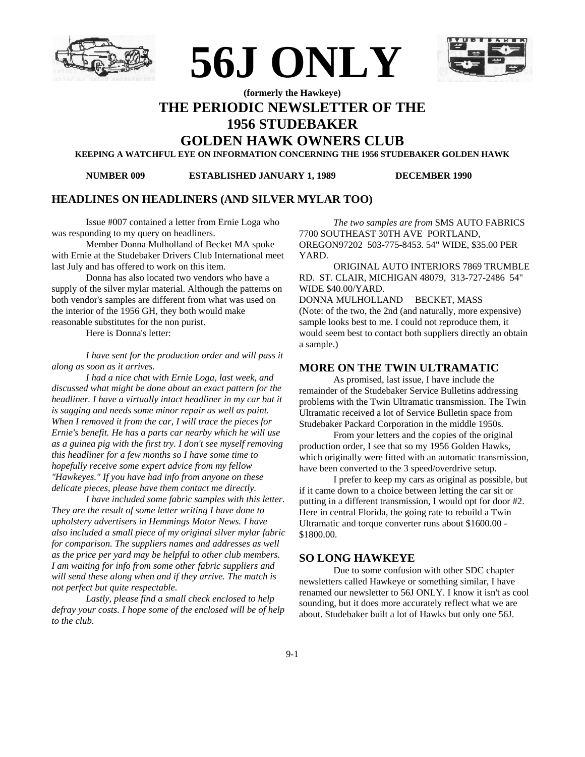# 56J ONLY

**(formerly the Hawkeye)**

## THE PERIODIC NEWSLETTER OF THE 1956 STUDEBAKER GOLDEN HAWK OWNERS CLUB

**KEEPING A WATCHFUL EYE ON INFORMATION CONCERNING THE 1956 STUDEBAKER GOLDEN HAWK**

**NUMBER 009 ESTABLISHED JANUARY 1, 1989 DECEMBER 1990**

## HEADLINES ON HEADLINERS (AND SILVER MYLAR TOO)

Issue #007 contained a letter from Ernie Loga who was responding to my query on headliners.

Member Donna Mulholland of Becket MA spoke with Ernie at the Studebaker Drivers Club International meet last July and has offered to work on this item.

Donna has also located two vendors who have a supply of the silver mylar material. Although the patterns on both vendor's samples are different from what was used on the interior of the 1956 GH, they both would make reasonable substitutes for the non purist.

Here is Donna's letter:

*I have sent for the production order and will pass it along as soon as it arrives.*

*I had a nice chat with Ernie Loga, last week, and discussed what might be done about an exact pattern for the headliner. I have a virtually intact headliner in my car but it is sagging and needs some minor repair as well as paint. When I removed it from the car, I will trace the pieces for Ernie's benefit. He has a parts car nearby which he will use as a guinea pig with the first try. I don't see myself removing this headliner for a few months so I have some time to hopefully receive some expert advice from my fellow "Hawkeyes." If you have had info from anyone on these delicate pieces, please have them contact me directly.*

*I have included some fabric samples with this letter. They are the result of some letter writing I have done to upholstery advertisers in Hemmings Motor News. I have also included a small piece of my original silver mylar fabric for comparison. The suppliers names and addresses as well as the price per yard may be helpful to other club members. I am waiting for info from some other fabric suppliers and will send these along when and if they arrive. The match is not perfect but quite respectable.*

*Lastly, please find a small check enclosed to help defray your costs. I hope some of the enclosed will be of help to the club.*

*The two samples are from* SMS AUTO FABRICS 7700 SOUTHEAST 30TH AVE PORTLAND, OREGON97202 503-775-8453. 54" WIDE, $35.00 PER YARD.

ORIGINAL AUTO INTERIORS 7869 TRUMBLE RD. ST. CLAIR, MICHIGAN 48079, 313-727-2486 54" WIDE $40.00/YARD.

DONNA MULHOLLAND BECKET, MASS

(Note: of the two, the 2nd (and naturally, more expensive) sample looks best to me. I could not reproduce them, it would seem best to contact both suppliers directly an obtain a sample.)

## MORE ON THE TWIN ULTRAMATIC

As promised, last issue, I have include the remainder of the Studebaker Service Bulletins addressing problems with the Twin Ultramatic transmission. The Twin Ultramatic received a lot of Service Bulletin space from Studebaker Packard Corporation in the middle 1950s.

From your letters and the copies of the original production order, I see that so my 1956 Golden Hawks, which originally were fitted with an automatic transmission, have been converted to the 3 speed/overdrive setup.

I prefer to keep my cars as original as possible, but if it came down to a choice between letting the car sit or putting in a different transmission, I would opt for door #2. Here in central Florida, the going rate to rebuild a Twin Ultramatic and torque converter runs about $1600.00 - $1800.00.

## SO LONG HAWKEYE

Due to some confusion with other SDC chapter newsletters called Hawkeye or something similar, I have renamed our newsletter to 56J ONLY. I know it isn't as cool sounding, but it does more accurately reflect what we are about. Studebaker built a lot of Hawks but only one 56J.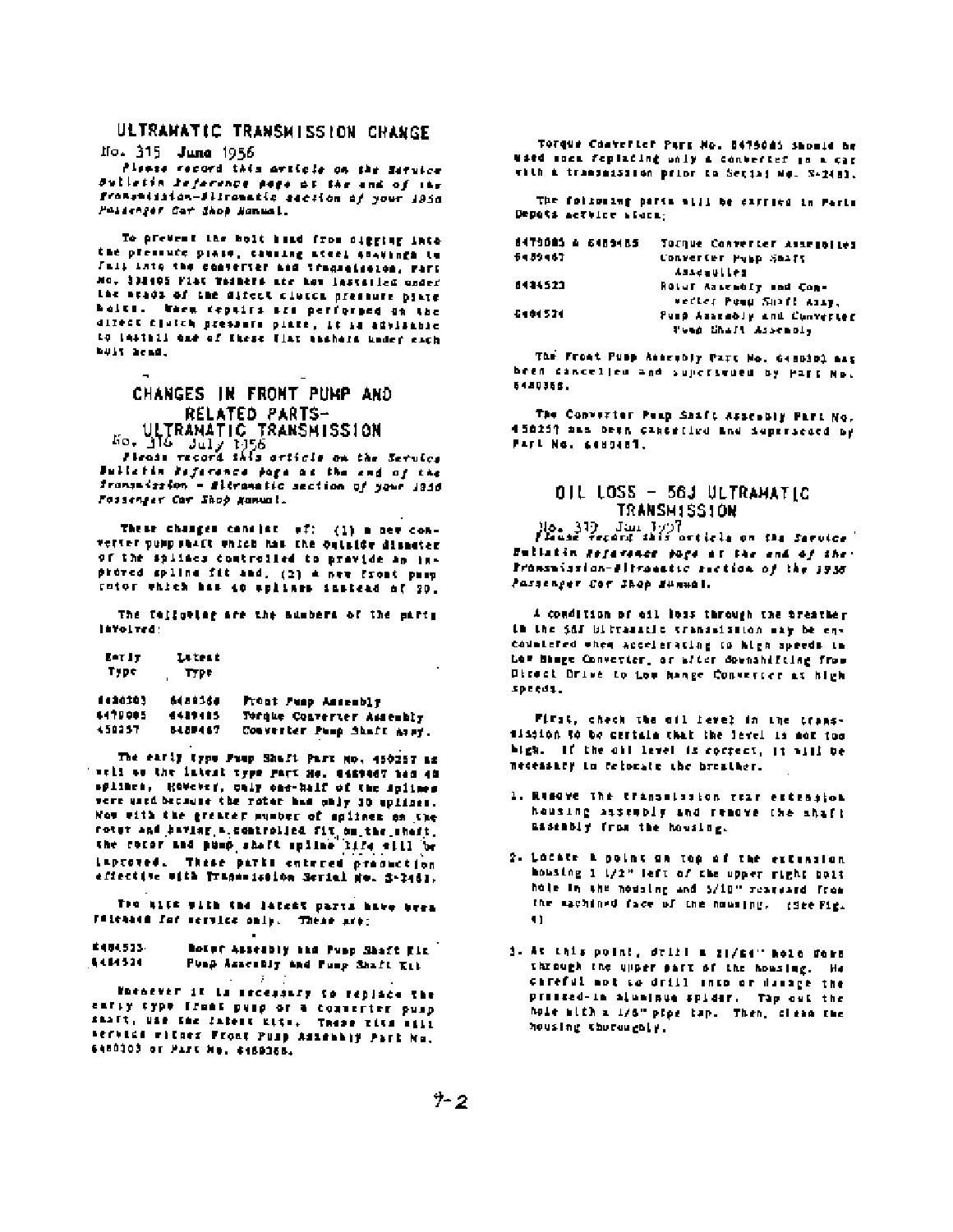## ULTRAMATIC TRANSMISSION CHANGE

No. 315 June 1956

*Please record this article on the Service Bulletin Reference page at the end of the Transmission—Ultramatic section of your 1956 Passenger Car Shop Manual.*

To prevent the bolt head from digging into the pressure plate, causing steel shavings to fall into the converter and transmission, Part No. 338405 Flat Washers are now installed under the heads of the direct clutch pressure plate bolts. When repairs are performed on the direct clutch pressure plate, it is advisable to install one of these flat washers under each bolt head.

## CHANGES IN FRONT PUMP AND RELATED PARTS— ULTRAMATIC TRANSMISSION

No. 316 July 1956

*Please record this article on the Service Bulletin Reference page at the end of the Transmission – Ultramatic section of your 1956 Passenger Car Shop Manual.*

These changes consist of: (1) a new converter pump shaft which has the outside diameter of the splines controlled to provide an improved spline fit and, (2) a new front pump rotor which has 40 splines instead of 20.

The following are the numbers of the parts involved:

| Early Type | Latest Type | |
|---|---|---|
| 6480303 | 6480368 | Front Pump Assembly |
| 6479085 | 6489485 | Torque Converter Assembly |
| 450257 | 6489467 | Converter Pump Shaft Assy. |

The early type Pump Shaft Part No. 450257 as well as the latest type Part No. 6489467 had 40 splines. However, only one-half of the splines were used because the rotor has only 20 splines. Now with the greater number of splines on the rotor and having a controlled fit on the shaft, the rotor and pump shaft spline life will be improved. These parts entered production effective with Transmission Serial No. S-2483.

Two kits with the latest parts have been released for service only. These are:

| | |
|---|---|
| 6484523 | Rotor Assembly and Pump Shaft Kit |
| 6484524 | Pump Assembly and Pump Shaft Kit |

Whenever it is necessary to replace the early type front pump or a converter pump shaft, use the latest kits. These kits will service either Front Pump Assembly Part No. 6480303 or Part No. 6480368.

Torque Converter Part No. 6479085 should be used when replacing only a converter in a car with a transmission prior to Serial No. S-2483.

The following parts will be carried in Parts Depots service stock:

| | |
|---|---|
| 6479085 & 6489485 | Torque Converter Assemblies |
| 6489467 | Converter Pump Shaft Assemblies |
| 6484523 | Rotor Assembly and Converter Pump Shaft Assy. |
| 6484524 | Pump Assembly and Converter Pump Shaft Assembly |

The Front Pump Assembly Part No. 6480303 has been cancelled and superseded by Part No. 6480368.

The Converter Pump Shaft Assembly Part No. 450257 has been cancelled and superseded by Part No. 6489467.

## OIL LOSS – 56J ULTRAMATIC TRANSMISSION

No. 317 Jan 1957

*Please record this article on the Service Bulletin Reference page at the end of the Transmission–Ultramatic section of the 1956 Passenger Car Shop Manual.*

A condition of oil loss through the breather in the 56J Ultramatic transmission may be encountered when accelerating to high speeds in Low Range Converter, or after downshifting from Direct Drive to Low Range Converter at high speeds.

First, check the oil level in the transmission to be certain that the level is not too high. If the oil level is correct, it will be necessary to relocate the breather.

1. Remove the transmission rear extension housing assembly and remove the shaft assembly from the housing.
2. Locate a point on top of the extension housing 1 1/2" left of the upper right bolt hole in the housing and 5/16" rearward from the machined face of the housing. (See Fig. 4)
3. At this point, drill a 21/64" hole down through the upper part of the housing. Be careful not to drill into or damage the pressed-in aluminum spider. Tap out the hole with a 1/8" pipe tap. Then, clean the housing thoroughly.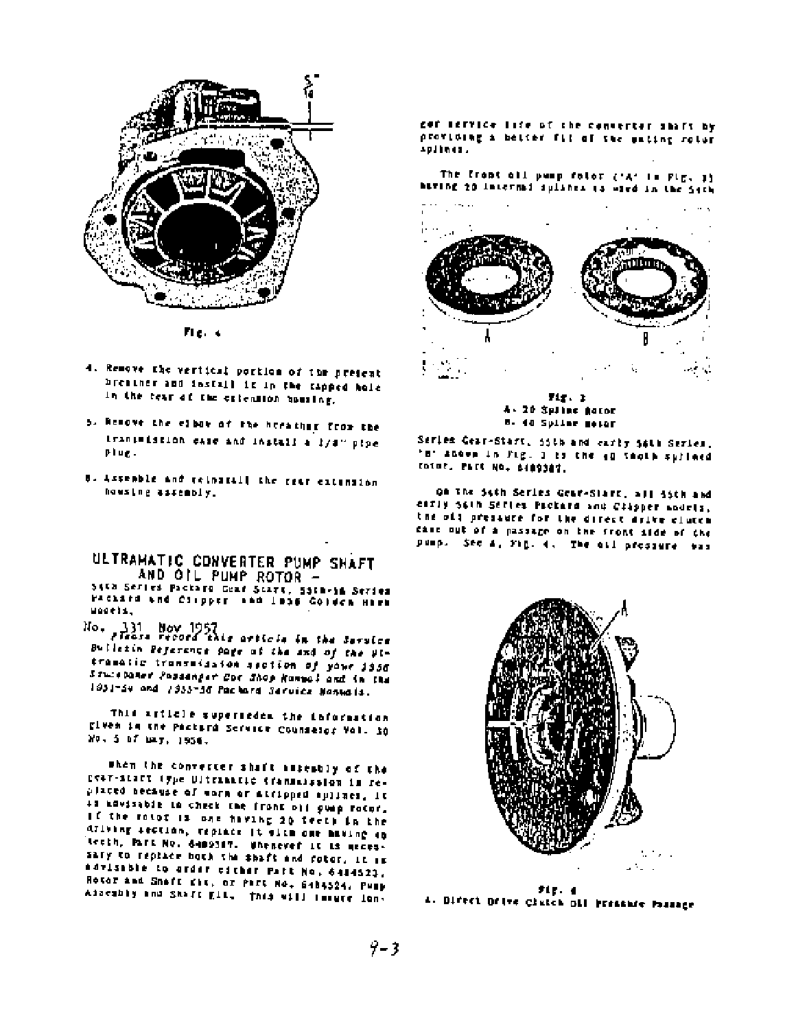Fig. 4

4. Remove the vertical portion of the present breather and install it in the tapped hole in the rear of the extension housing.

5. Remove the elbow of the breather from the transmission case and install a 1/8" pipe plug.

6. Assemble and reinstall the rear extension housing assembly.

## ULTRAMATIC CONVERTER PUMP SHAFT AND OIL PUMP ROTOR -

54th Series Packard Gear Start, 55th-56 Series Packard and Clipper and 1956 Golden Hawk models.

No. 131 Nov 1957

*Please record this article in the Service Bulletin Reference Page at the end of the Ultramatic transmission section of your 1956 Studebaker Passenger Car Shop Manual and in the 1951-54 and 1955-56 Packard Service Manuals.*

This article supersedes the information given in the Packard Service Counselor Vol. 30 No. 5 of May, 1956.

When the converter shaft assembly of the gear-start type Ultramatic transmission is replaced because of worn or stripped splines, it is advisable to check the front oil pump rotor. If the rotor is one having 20 teeth in the driving section, replace it with one having 40 teeth, Part No. 6489387. Whenever it is necessary to replace both the shaft and rotor, it is advisable to order either Part No. 6484523, Rotor and Shaft Kit, or Part No. 6484524, Pump Assembly and Shaft Kit. This will insure longer service life of the converter shaft by providing a better fit of the mating rotor splines.

The front oil pump rotor ('A' in Fig. 3) having 20 internal splines is used in the 54th

Fig. 3
A. 20 Spline Rotor
B. 40 Spline Rotor

Series Gear-Start, 55th and early 56th Series. 'B' shown in Fig. 3 is the 40 tooth splined rotor, Part No. 6489387.

On the 54th Series Gear-Start, all 55th and early 56th Series Packard and Clipper models, the oil pressure for the direct drive clutch came out of a passage on the front side of the pump. See A, Fig. 4. The oil pressure was

Fig. 4
A. Direct Drive Clutch Oil Pressure Passage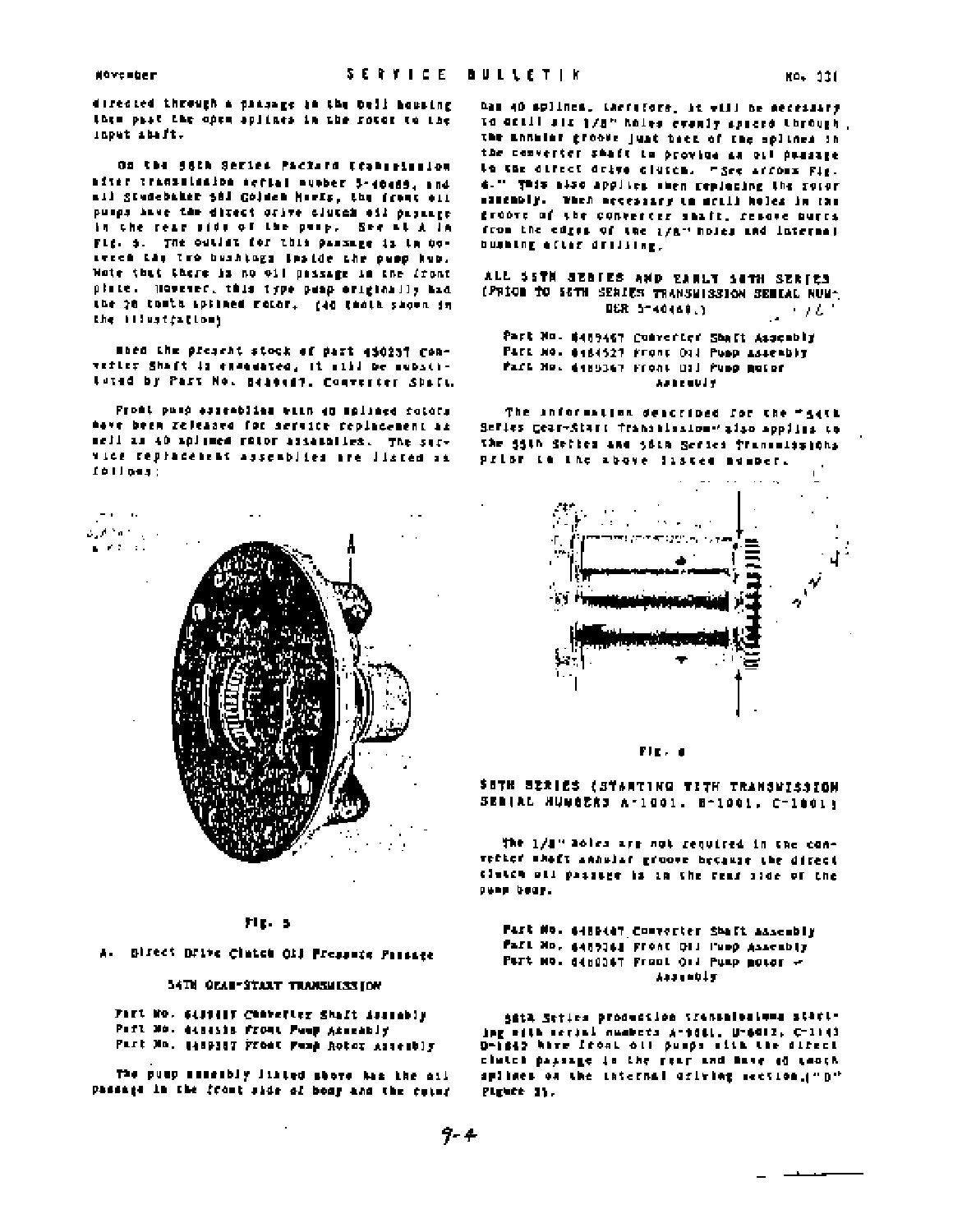directed through a passage in the bell housing then past the open splines in the rotor to the input shaft.

On the 56th Series Packard transmission after transmission serial number 5-40469, and all Studebaker 56J Golden Hawks, the front oil pumps have the direct drive clutch oil passage in the rear side of the pump. See at A in Fig. 5. The outlet for this passage is in between the two bushings inside the pump hub. Note that there is no oil passage in the front plate. However, this type pump originally had the 20 tooth splined rotor. (40 tooth shown in the illustration)

When the present stock of part 450237 Converter Shaft is exhausted, it will be substituted by Part No. 6489467, Converter Shaft.

Front pump assemblies with 40 splined rotors have been released for service replacement as well as 40 splined rotor assemblies. The service replacement assemblies are listed as follows:

Fig. 5

A. Direct Drive Clutch Oil Pressure Passage

### 54TH GEAR-START TRANSMISSION

Part No. 6489467 Converter Shaft Assembly
Part No. 6484515 Front Pump Assembly
Part No. 6489367 Front Pump Rotor Assembly

The pump assembly listed above has the oil passage in the front side of body and the rotor has 40 splines. Therefore, it will be necessary to drill six 1/8" holes evenly spaced through the annular groove just back of the splines in the converter shaft to provide an oil passage to the direct drive clutch. "See arrows Fig. 6." This also applies when replacing the rotor assembly. When necessary to drill holes in the groove of the converter shaft, remove burrs from the edges of the 1/8" holes and internal bushing after drilling.

### ALL 55TH SERIES AND EARLY 56TH SERIES (PRIOR TO 56TH SERIES TRANSMISSION SERIAL NUMBER 5-40469.)

Part No. 6489467 Converter Shaft Assembly
Part No. 6484527 Front Oil Pump Assembly
Part No. 6489367 Front Oil Pump Rotor Assembly

The information described for the "54th Series Gear-Start Transmission" also applies to the 55th Series and 56th Series Transmissions prior to the above listed number.

Fig. 6

### 57TH SERIES (STARTING WITH TRANSMISSION SERIAL NUMBERS A-1001, B-1001, C-1001)

The 1/8" holes are not required in the converter shaft annular groove because the direct clutch oil passage is in the rear side of the pump body.

Part No. 6489467 Converter Shaft Assembly
Part No. 6489368 Front Oil Pump Assembly
Part No. 6489367 Front Oil Pump Rotor Assembly

56th Series production transmissions starting with serial numbers A-9081, B-6012, C-1143 D-1842 have front oil pumps with the direct clutch passage in the rear and have 40 tooth splines on the internal driving section.("D" Figure 3).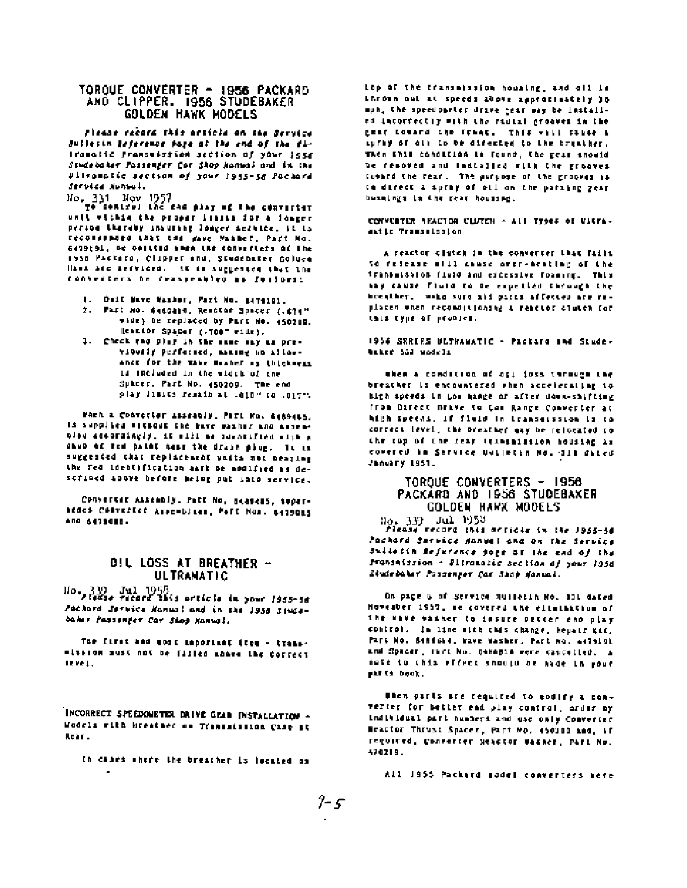## TORQUE CONVERTER - 1956 PACKARD AND CLIPPER, 1956 STUDEBAKER GOLDEN HAWK MODELS

*Please record this article on the Service Bulletin Reference Page at the end of the Ultramatic Transmission section of your 1956 Studebaker Passenger Car Shop Manual and in the Ultramatic section of your 1955-56 Packard Service Manual.*

No. 331 Nov 1957

To control the end play of the converter unit within the proper limits for a longer period thereby insuring longer service, it is recommended that the Wave Washer, Part No. 6479191, be omitted when the converters of the 1956 Packard, Clipper and Studebaker Golden Hawk are serviced. It is suggested that the converters be reassembled as follows:

1. Omit Wave Washer, Part No. 6479191.
2. Part No. 6460410, Reactor Spacer (.671" wide) be replaced by Part No. 450208, Reactor Spacer (.700" wide).
3. Check end play in the same way as previously performed, making no allowance for the wave washer as thickness is included in the width of the Spacer, Part No. 450209. The end play limits remain at .010" to .017".

Each a Converter Assembly, Part No. 6489485, is supplied without the wave washer and assembled accordingly. It will be identified with a daub of red paint near the drain plug. It is suggested that replacement units not bearing the red identification mark be modified as described above before being put into service.

Converter Assembly, Part No. 6489485, supersedes Converter Assemblies, Part Nos. 6479085 and 6479088.

## OIL LOSS AT BREATHER - ULTRAMATIC

No. 339 Jul 1958

*Please record this article in your 1955-56 Packard Service Manual and in the 1956 Studebaker Passenger Car Shop Manual.*

The first and most important item - transmission must not be filled above the correct level.

INCORRECT SPEEDOMETER DRIVE GEAR INSTALLATION - Models with Breather on Transmission Case at Rear.

In cases where the breather is located on top of the transmission housing, and oil is thrown out at speeds above approximately 30 mph, the speedometer drive gear may be installed incorrectly with the radial grooves in the gear toward the front. This will cause a spray of oil to be directed to the breather. When this condition is found, the gear should be removed and installed with the grooves toward the rear. The purpose of the grooves is to direct a spray of oil on the parking gear bushings in the rear housing.

CONVERTER REACTOR CLUTCH - All Types of Ultramatic Transmission

A reactor clutch in the converter that fails to release will cause over-heating of the transmission fluid and excessive foaming. This may cause fluid to be expelled through the breather. Make sure all parts affected are replaced when reconditioning a reactor clutch for this type of problem.

1956 SERIES ULTRAMATIC - Packard and Studebaker 56J models

When a condition of oil loss through the breather is encountered when accelerating to high speeds in Low Range or after down-shifting from Direct Drive to Low Range Converter at high speeds, if fluid in transmission is to correct level, the breather may be relocated to the top of the rear transmission housing as covered in Service Bulletin No. 318 dated January 1957.

## TORQUE CONVERTERS - 1956 PACKARD AND 1956 STUDEBAKER GOLDEN HAWK MODELS

No. 339 Jul 1958

*Please record this article in the 1955-56 Packard Service Manual and on the Service Bulletin Reference Page at the end of the Transmission - Ultramatic section of your 1956 Studebaker Passenger Car Shop Manual.*

On page 6 of Service Bulletin No. 331 dated November 1957, we covered the elimination of the wave washer to insure better end play control. In line with this change, Repair Kit, Part No. 549140, Wave Washer, Part No. 6479191 and Spacer, Part No. 6460410 were cancelled. A note to this effect should be made in your parts book.

When parts are required to modify a converter for better end play control, order by individual part numbers and use only Converter Reactor Thrust Spacer, Part No. 450208 and, if required, Converter Reactor Washer, Part No. 470219.

All 1955 Packard model converters were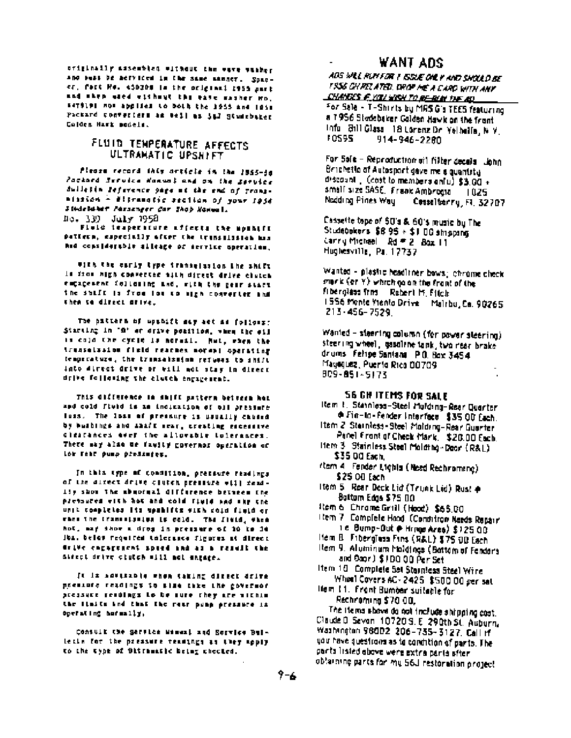originally assembled without the wave washer and must be serviced in the same manner. Spacer, Part No. 450208 in the original 1955 part and then used without the wave washer no. 447919; now applies to both the 1955 and 1956 Packard converters as well as 56J Studebaker Golden Hawk models.

## FLUID TEMPERATURE AFFECTS ULTRAMATIC UPSHIFT

*Please record this article in the 1955-56 Packard Service Manual and on the Service Bulletin Reference page at the end of Transmission - Ultramatic section of your 1956 Studebaker Passenger Car Shop Manual.*

No. 330 July 1958

Fluid temperature affects the upshift pattern, especially after the transmission has had considerable mileage or service operation.

With the early type transmission the shift is from high converter with direct drive clutch engagement following and, with the gear start the shift is from low to high converter and then to direct drive.

The pattern of upshift may act as follows: Starting in "D" or drive position, when the oil is cold the cycle is normal. But, when the transmission fluid reaches normal operating temperature, the transmission refuses to shift into direct drive or will not stay in direct drive following the clutch engagement.

This difference in shift pattern between hot and cold fluid is an indication of oil pressure loss. The loss of pressure is usually caused by bushings and shaft wear, creating excessive clearances over the allowable tolerances. There may also be faulty governor operation or low rear pump pressures.

In this type of condition, pressure readings of the direct drive clutch pressure will readily show the abnormal difference between the pressures with hot and cold fluid and the the unit completes its upshifts with cold fluid or when the transmission is cold. The fluid, when hot, may show a drop in pressure of 30 to 38 lbs. below required tolerance figures at direct drive engagement speed and as a result the direct drive clutch will not engage.

It is advisable when taking direct drive pressure readings to also take the governor pressure readings to be sure they are within the limits and that the rear pump pressure is operating normally.

Consult the service manual and Service Bulletin for the pressure readings as they apply to the type of Ultramatic being checked.

# WANT ADS

*ADS WILL RUN FOR 1 ISSUE ONLY AND SHOULD BE 1956 GH RELATED. DROP ME A CARD WITH ANY CHANGES IF YOU WISH TO RE-RUN THE AD.*

For Sale - T-Shirts by MRS G's TEES featuring a 1956 Studebaker Golden Hawk on the front. Info: Bill Glass 18 Lorenz Dr Valhalla, N.Y. 10595 914-946-2280

For Sale - Reproduction oil filter decals. John Brichetto of Autosport gave me a quantity discount, (cost to members only) $3.00 + small size SASE. Frank Ambrogio 1025 Nodding Pines Way Casselberry, Fl. 32707

Cassette tape of 50's & 60's music by The Studebakers $8.95 + $1.00 shipping. Larry Michael Rd # 2 Box 11 Hughesville, Pa. 17737

Wanted - plastic headliner bows; chrome check mark (or V) which go on the front of the fiberglass fins. Robert M. Fitch 1556 Monte Viento Drive Malibu, Ca. 90265 213-456-7529.

Wanted - steering column (for power steering) steering wheel, gasoline tank, two rear brake drums. Felipe Santana P.O. Box 3454 Mayaguez, Puerto Rico 00709 809-851-5173

### 56 GH ITEMS FOR SALE

- Item 1. Stainless-Steel Molding-Rear Quarter @ Fin-to-Fender Interface. $35.00 Each.
- Item 2. Stainless-Steel Molding-Rear Quarter Panel Front of Check Mark. $20.00 Each.
- Item 3. Stainless Steel Molding-Door (R&L) $35.00 Each.
- Item 4. Fender Lights (Need Rechroming) $25.00 Each
- Item 5. Rear Deck Lid (Trunk Lid) Rust @ Bottom Edge $75.00
- Item 6. Chrome Grill (Hood) $65.00
- Item 7. Complete Hood (Condition Needs Repair i.e. Bump-Out @ Hinge Area) $125.00
- Item 8. Fiberglass Fins (R&L) $75.00 Each
- Item 9. Aluminum Moldings (Bottom of Fenders and Door) $100.00 Per Set
- Item 10. Complete Set Stainless Steel Wire Wheel Covers AC-2425 $500.00 per set
- Item 11. Front Bumper suitable for Rechroming $70.00.

The items above do not include shipping cost. Claude D. Sevon 10720 S.E. 290th St. Auburn, Washington 98002 206-735-3127. Call if you have questions as to condition of parts. The parts listed above were extra parts after obtaining parts for my 56J restoration project.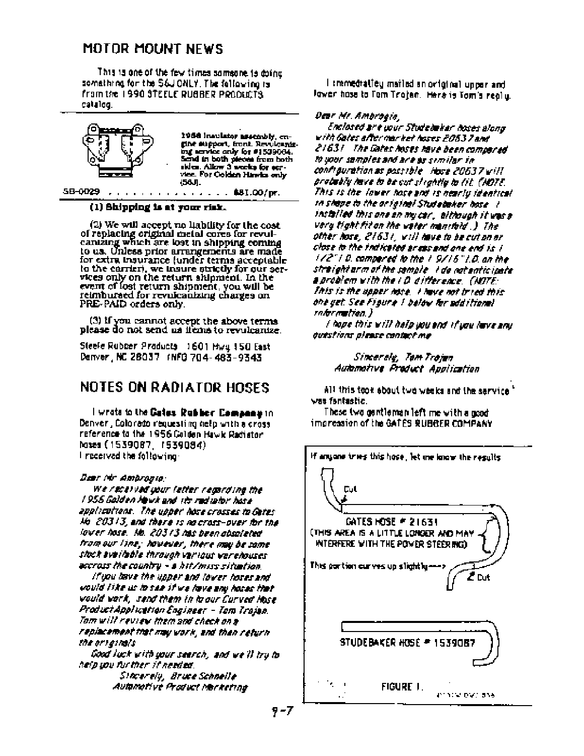## MOTOR MOUNT NEWS

This is one of the few times someone is doing something for the 56J ONLY. The following is from the 1990 STEELE RUBBER PRODUCTS catalog.

**1956 Insulator assembly, engine support, front. Revulcanizing service only for #1539084. Send in both pieces from both sides. Allow 3 weeks for service. For Golden Hawks only (56J).**

SB-0029 . . . . . . . . . . . . . . . $81.00/pr.

**(1) Shipping is at your risk.**

(2) We will accept no liability for the cost of replacing original metal cores for revulcanizing which are lost in shipping coming to us. Unless prior arrangements are made for extra insurance (under terms acceptable to the carrier), we insure strictly for our services only on the return shipment. In the event of lost return shipment, you will be reimbursed for revulcanizing charges on PRE-PAID orders only.

(3) If you cannot accept the above terms please do not send us items to revulcanize.

Steele Rubber Products 1601 Hwy 150 East Denver, NC 28037 INFO 704-483-9343

## NOTES ON RADIATOR HOSES

I wrote to the **Gates Rubber Company** in Denver, Colorado requesting help with a cross reference to the 1956 Golden Hawk Radiator hoses (1539087, 1539084) I received the following:

*Dear Mr Ambrogio:*

*We received your letter regarding the 1956 Golden Hawk and its radiator hose applications. The upper hose crosses to Gates No 20313, and there is no cross-over for the lower hose. No. 20313 has been obsoleted from our line; however, there may be some stock available through various warehouses accross the country - a hit/miss situation.*

*If you have the upper and lower hoses and would like us to see if we have any hoses that would work, send them in to our Curved Hose Product Application Engineer - Tom Trojan. Tom will review them and check on a replacement that may work, and then return the originals.*

*Good luck with your search, and we'll try to help you further if needed.*

*Sincerely, Bruce Schnelle*
*Automotive Product Marketing*

I immediately mailed an original upper and lower hose to Tom Trojan. Here is Tom's reply.

*Dear Mr. Ambrogio,*

*Enclosed are your Studebaker hoses along with Gates aftermarket hoses 20637 and 21631. The Gates hoses have been compared to your samples and are as similar in configuration as possible. Hose 20637 will probably have to be cut slightly to fit. (NOTE: This is the lower hose and is nearly identical in shape to the original Studebaker hose. I installed this one on my car, although it was a very tight fit on the water manifold.) The other hose, 21631, will have to be cut on or close to the indicated areas and one end is 1 1/2" I.D. compared to the 1 9/16" I.D. on the straight arm of the sample. I do not anticipate a problem with the I.D. difference. (NOTE: This is the upper hose. I have not tried this one yet. See Figure 1 below for additional information.)*

*I hope this will help you and if you have any questions please contact me.*

*Sincerely, Tom Trojan*
*Automotive Product Application*

All this took about two weeks and the service was fantastic.

These two gentlemen left me with a good impression of the GATES RUBBER COMPANY

If anyone tries this hose, let me know the results

Cut

GATES HOSE # 21631

(THIS AREA IS A LITTLE LONGER AND MAY INTERFERE WITH THE POWER STEERING)

This portion curves up slightly---->

Cut

STUDEBAKER HOSE # 1539087

FIGURE 1.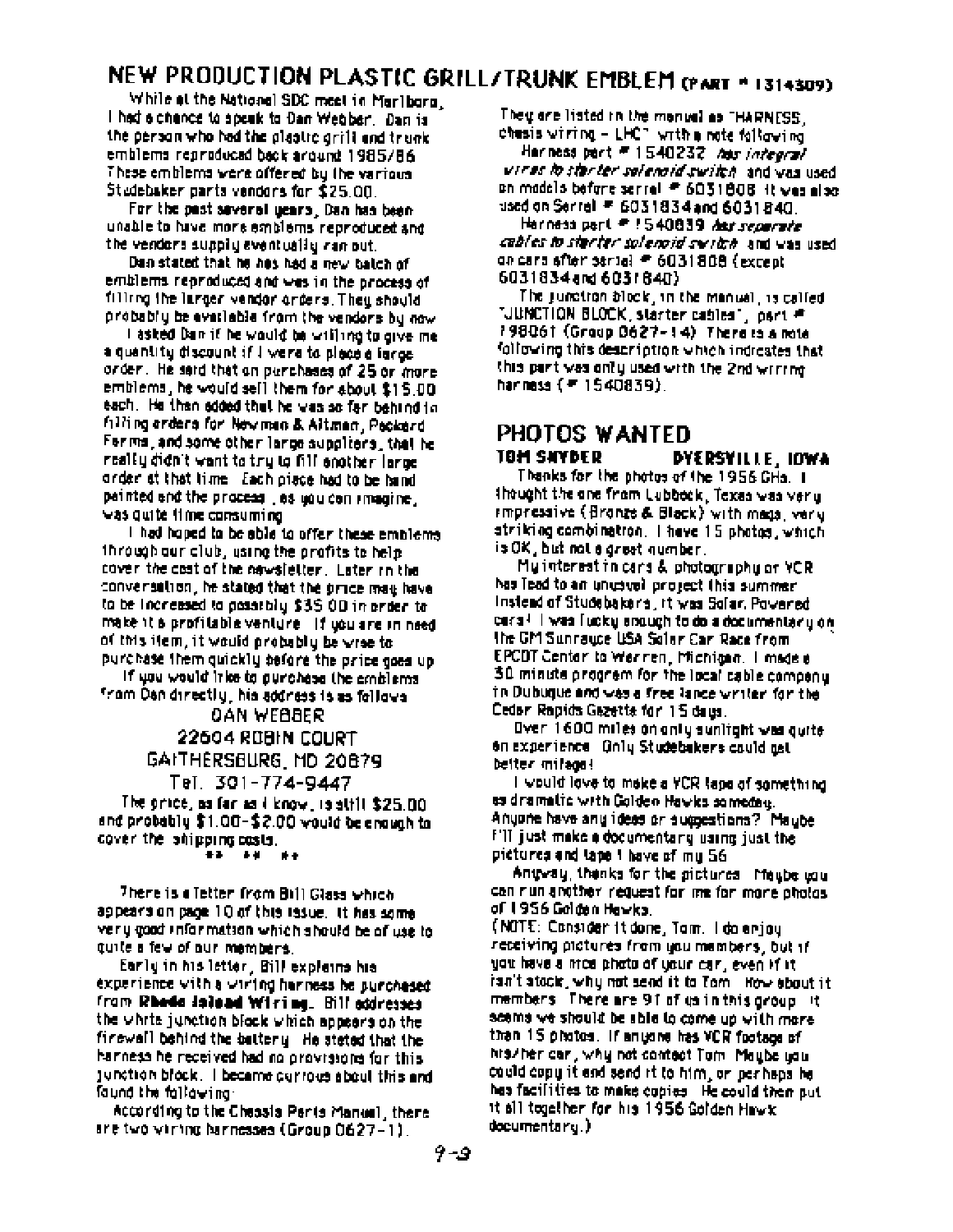## NEW PRODUCTION PLASTIC GRILL/TRUNK EMBLEM (PART # 1314309)

While at the National SDC meet in Marlboro, I had a chance to speak to Dan Webber. Dan is the person who had the plastic grill and trunk emblems reproduced back around 1985/86. These emblems were offered by the various Studebaker parts vendors for $25.00.

For the past several years, Dan has been unable to have more emblems reproduced and the vendors supply eventually ran out.

Dan stated that he has had a new batch of emblems reproduced and was in the process of filling the larger vendor orders. They should probably be available from the vendors by now.

I asked Dan if he would be willing to give me a quantity discount if I were to place a large order. He said that on purchases of 25 or more emblems, he would sell them for about $15.00 each. He then added that he was so far behind in filling orders for Newman & Altman, Packard Farms, and some other large suppliers, that he really didn't want to try to fill another large order at that time. Each piece had to be hand painted and the process, as you can imagine, was quite time consuming.

I had hoped to be able to offer these emblems through our club, using the profits to help cover the cost of the newsletter. Later in the conversation, he stated that the price may have to be increased to possibly $35.00 in order to make it a profitable venture. If you are in need of this item, it would probably be wise to purchase them quickly before the price goes up.

If you would like to purchase the emblems from Dan directly, his address is as follows:

DAN WEBBER
22604 ROBIN COURT
GAITHERSBURG, MD 20879
Tel. 301-774-9447

The price, as far as I know, is still $25.00 and probably $1.00-$2.00 would be enough to cover the shipping costs.

** ** **

There is a letter from Bill Glass which appears on page 10 of this issue. It has some very good information which should be of use to quite a few of our members.

Early in his letter, Bill explains his experience with a wiring harness he purchased from **Rhode Island Wiring**. Bill addresses the white junction block which appears on the firewall behind the battery. He stated that the harness he received had no provisions for this junction block. I became curious about this and found the following:

According to the Chassis Parts Manual, there are two wiring harnesses (Group 0627-1). They are listed in the manual as "HARNESS, chassis wiring - LHC" with a note following.

Harness part # 1540232 *has integral wires to starter solenoid switch* and was used on models before serial # 6031808. It was also used on Serial # 6031834 and 6031840.

Harness part # 1540839 *has separate cables to starter solenoid switch* and was used on cars after serial # 6031808 (except 6031834 and 6031840).

The junction block, in the manual, is called "JUNCTION BLOCK, starter cables", part # 198061 (Group 0627-14). There is a note following this description which indicates that this part was only used with the 2nd wiring harness (# 1540839).

## PHOTOS WANTED

**TOM SNYDER** **DYERSVILLE, IOWA**

Thanks for the photos of the 1956 GHs. I thought the one from Lubbock, Texas was very impressive (Bronze & Black) with mags, very striking combination. I have 15 photos, which is OK, but not a great number.

My interest in cars & photography or VCR has lead to an unusual project this summer. Instead of Studebakers, it was Solar Powered cars! I was lucky enough to do a documentary on the GM Sunrayce USA Solar Car Race from EPCOT Center to Warren, Michigan. I made a 30 minute program for the local cable company in Dubuque and was a free lance writer for the Cedar Rapids Gazette for 15 days.

Over 1600 miles on only sunlight was quite an experience. Only Studebakers could get better mileage!

I would love to make a VCR tape of something as dramatic with Golden Hawks someday. Anyone have any ideas or suggestions? Maybe I'll just make a documentary using just the pictures and tape I have of my 56.

Anyway, thanks for the pictures. Maybe you can run another request for me for more photos of 1956 Golden Hawks.

(NOTE: Consider it done, Tom. I do enjoy receiving pictures from you members, but if you have a nice photo of your car, even if it isn't stock, why not send it to Tom. How about it members. There are 91 of us in this group. It seems we should be able to come up with more than 15 photos. If anyone has VCR footage of his/her car, why not contact Tom. Maybe you could copy it and send it to him, or perhaps he has facilities to make copies. He could then put it all together for his 1956 Golden Hawk documentary.)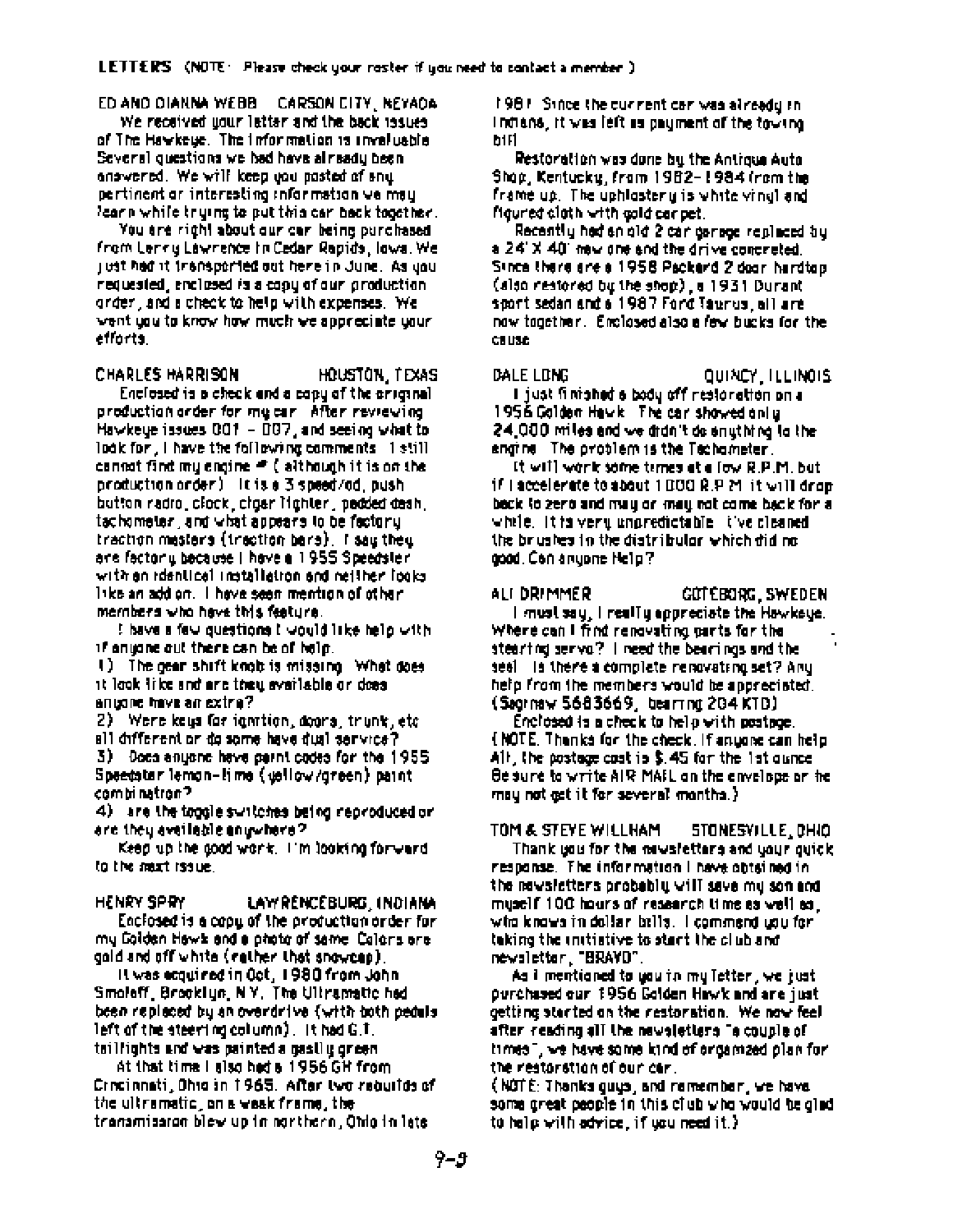**LETTERS** (NOTE: Please check your roster if you need to contact a member.)

**ED AND DIANNA WEBB — CARSON CITY, NEVADA**

We received your letter and the back issues of The Hawkeye. The information is invaluable. Several questions we had have already been answered. We will keep you posted of any pertinent or interesting information we may learn while trying to put this car back together.

You are right about our car being purchased from Larry Lawrence in Cedar Rapids, Iowa. We just had it transported out here in June. As you requested, enclosed is a copy of our production order, and a check to help with expenses. We want you to know how much we appreciate your efforts.

**CHARLES HARRISON — HOUSTON, TEXAS**

Enclosed is a check and a copy of the original production order for my car. After reviewing Hawkeye issues 001 - 007, and seeing what to look for, I have the following comments. I still cannot find my engine # (although it is on the production order). It is a 3 speed/od, push button radio, clock, cigar lighter, padded dash, tachometer, and what appears to be factory traction masters (traction bars). I say they are factory because I have a 1955 Speedster with an identical installation and neither looks like an add on. I have seen mention of other members who have this feature.

I have a few questions I would like help with if anyone out there can be of help.

1) The gear shift knob is missing. What does it look like and are they available or does anyone have an extra?

2) Were keys for ignition, doors, trunk, etc all different or do some have dual service?

3) Does anyone have paint codes for the 1955 Speedster lemon-lime (yellow/green) paint combination?

4) are the toggle switches being reproduced or are they available anywhere?

Keep up the good work. I'm looking forward to the next issue.

**HENRY SPRY — LAWRENCEBURG, INDIANA**

Enclosed is a copy of the production order for my Golden Hawk and a photo of same. Colors are gold and off white (rather that snowcap).

It was acquired in Oct, 1980 from John Smoloff, Brooklyn, N.Y. The Ultramatic had been replaced by an overdrive (with both pedals left of the steering column). It had G.T. tailights and was painted a gastly green.

At that time I also had a 1956 GH from Cincinnati, Ohio in 1965. After two rebuilds of the ultramatic, on a weak frame, the transmission blew up in northern, Ohio in late 1981. Since the current car was already in Indiana, it was left as payment of the towing bill.

Restoration was done by the Antique Auto Shop, Kentucky, from 1982-1984 from the frame up. The uphlostery is white vinyl and figured cloth with gold carpet.

Recently had an old 2 car garage replaced by a 24' X 40' new one and the drive concreted. Since there are a 1958 Packard 2 door hardtop (also restored by the shop), a 1931 Durant sport sedan and a 1987 Ford Taurus, all are now together. Enclosed also a few bucks for the cause.

**DALE LONG — QUINCY, ILLINOIS**

I just finished a body off restoration on a 1956 Golden Hawk. The car showed only 24,000 miles and we didn't do anything to the engine. The problem is the Tachometer.

It will work some times at a low R.P.M. but if I accelerate to about 1000 R.P.M. it will drop back to zero and may or may not come back for a while. It is very unpredictable. I've cleaned the brushes in the distributor which did no good. Can anyone Help?

**ALI DRIMMER — GOTEBORG, SWEDEN**

I must say, I really appreciate the Hawkeye. Where can I find renovating parts for the steering servo? I need the bearings and the seal. Is there a complete renovating set? Any help from the members would be appreciated. (Saginaw 5683669, bearing 204 KTD)

Enclosed is a check to help with postage.

(NOTE: Thanks for the check. If anyone can help Ali, the postage cost is $.45 for the 1st ounce. Be sure to write AIR MAIL on the envelope or he may not get it for several months.)

**TOM & STEVE WILLHAM — STONESVILLE, OHIO**

Thank you for the newsletters and your quick response. The information I have obtained in the newsletters probably will save my son and myself 100 hours of research time as well as, who knows in dollar bills. I commend you for taking the initiative to start the club and newsletter, "BRAVO".

As I mentioned to you in my letter, we just purchased our 1956 Golden Hawk and are just getting started on the restoration. We now feel after reading all the newsletters "a couple of times", we have some kind of organized plan for the restoration of our car.

(NOTE: Thanks guys, and remember, we have some great people in this club who would be glad to help with advice, if you need it.)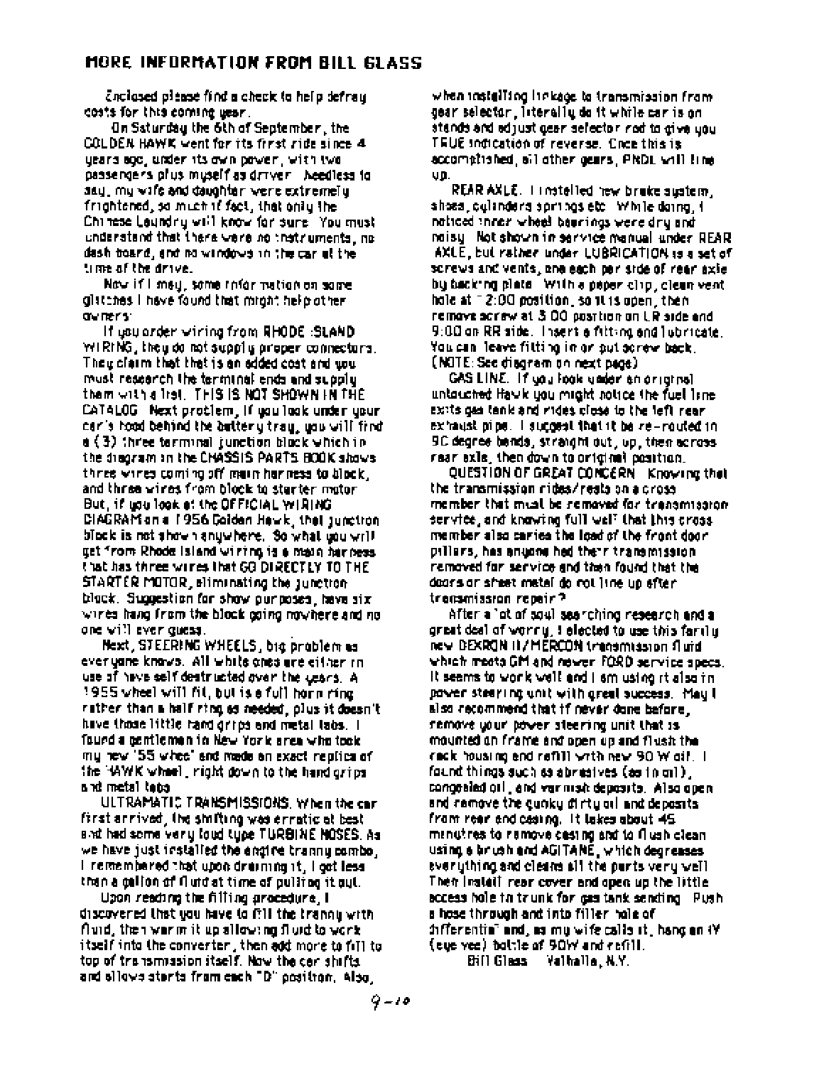## MORE INFORMATION FROM BILL GLASS

Enclosed please find a check to help defray costs for this coming year.

On Saturday the 6th of September, the GOLDEN HAWK went for its first ride since 4 years ago, under its own power, with two passengers plus myself as driver. Needless to say, my wife and daughter were extremely frightened, so much if fact, that only the Chinese Laundry will know for sure. You must understand that there were no instruments, no dash board, and no windows in the car at the time of the drive.

Now if I may, some information on some glitches I have found that might help other owners:

If you order wiring from RHODE ISLAND WIRING, they do not supply proper connectors. They claim that that is an added cost and you must research the terminal ends and supply them with a list. THIS IS NOT SHOWN IN THE CATALOG. Next problem, If you look under your car's hood behind the battery tray, you will find a (3) three terminal junction block which in the diagram in the CHASSIS PARTS BOOK shows three wires coming off main harness to block, and three wires from block to starter motor. But, if you look at the OFFICIAL WIRING DIAGRAM on a 1956 Golden Hawk, that junction block is not shown anywhere. So what you will get from Rhode Island wiring is a main harness that has three wires that GO DIRECTLY TO THE STARTER MOTOR, eliminating the junction block. Suggestion for show purposes, have six wires hang from the block going nowhere and no one will ever guess.

Next, STEERING WHEELS, big problem as everyone knows. All white ones are either in use of have self destructed over the years. A 1955 wheel will fit, but is a full horn ring rather than a half ring as needed, plus it doesn't have those little hand grips and metal tabs. I found a gentleman in New York area who took my new '55 wheel and made an exact replica of the HAWK wheel, right down to the hand grips and metal tabs.

ULTRAMATIC TRANSMISSIONS. When the car first arrived, the shifting was erratic at best and had some very loud type TURBINE NOISES. As we have just installed the engine tranny combo, I remembered that upon draining it, I got less than a gallon of fluid at time of pulling it out.

Upon reading the filling procedure, I discovered that you have to fill the tranny with fluid, then warm it up allowing fluid to work itself into the converter, then add more to fill to top of transmission itself. Now the car shifts and allows starts from each "D" position. Also, when installing linkage to transmission from gear selector, literally do it while car is on stands and adjust gear selector rod to give you TRUE indication of reverse. Once this is accomplished, all other gears, PNDL will line up.

REAR AXLE. I installed new brake system, shoes, cylinders springs etc. While doing, I noticed inner wheel bearings were dry and noisy. Not shown in service manual under REAR AXLE, but rather under LUBRICATION is a set of screws and vents, one each per side of rear axle by backing plate. With a paper clip, clean vent hole at ~2:00 position, so it is open, then remove screw at 3:00 position on LR side and 9:00 on RR side. Insert a fitting and lubricate. You can leave fitting in or put screw back. (NOTE: See diagram on next page)

GAS LINE. If you look under an original untouched Hawk you might notice the fuel line exits gas tank and rides close to the left rear exhaust pipe. I suggest that it be re-routed in 90 degree bends, straight out, up, then across rear axle, then down to original position.

QUESTION OF GREAT CONCERN. Knowing that the transmission rides/rests on a cross member that must be removed for transmission service, and knowing full well that this cross member also caries the load of the front door pillars, has anyone had their transmission removed for service and then found that the doors or sheet metal do not line up after transmission repair?

After a lot of soul searching research and a great deal of worry, I elected to use this fairly new DEXRON II/MERCON transmission fluid which meets GM and newer FORD service specs. It seems to work well and I am using it also in power steering unit with great success. May I also recommend that if never done before, remove your power steering unit that is mounted on frame and open up and flush the rack housing and refill with new 90 W oil. I found things such as abrasives (as in oil), congealed oil, and varnish deposits. Also open and remove the gunky dirty oil and deposits from rear end casing. It takes about 45 minutes to remove casing and to flush clean using a brush and AGITANE, which degreases everything and cleans all the parts very well. Then install rear cover and open up the little access hole in trunk for gas tank sending. Push a hose through and into filler hole of differential and, as my wife calls it, hang an IV (eye vee) bottle of 90W and refill.

Bill Glass   Valhalla, N.Y.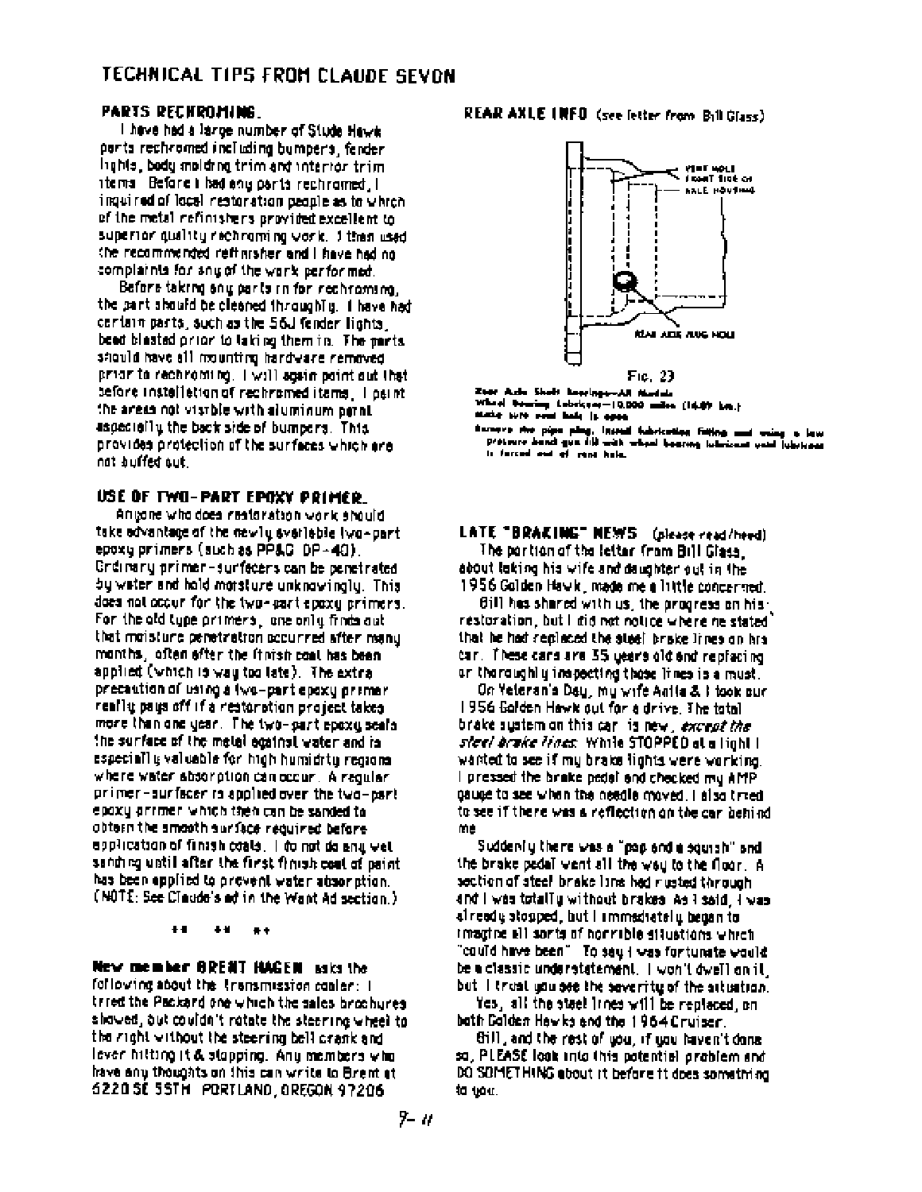# TECHNICAL TIPS FROM CLAUDE SEVON

## PARTS RECHROMING.

I have had a large number of Stude Hawk parts rechromed including bumpers, fender lights, body molding trim and interior trim items. Before I had any parts rechromed, I inquired of local restoration people as to which of the metal refinishers provided excellent to superior quality rechroming work. I then used the recommended refinisher and I have had no complaints for any of the work performed.

Before taking any parts in for rechroming, the part should be cleaned throughly. I have had certain parts, such as the 56J fender lights, bead blasted prior to taking them in. The parts should have all mounting hardware removed prior to rechroming. I will again point out that before installation of rechromed items, I paint the areas not visible with aluminum paint, especially the back side of bumpers. This provides protection of the surfaces which are not buffed out.

## USE OF TWO-PART EPOXY PRIMER.

Anyone who does restoration work should take advantage of the newly available two-part epoxy primers (such as PP&G DP-40). Ordinary primer-surfacers can be penetrated by water and hold moisture unknowingly. This does not occur for the two-part epoxy primers. For the old type primers, one only finds out that moisture penetration occurred after many months, often after the finish coat has been applied (which is way too late). The extra precaution of using a two-part epoxy primer really pays off if a restoration project takes more than one year. The two-part epoxy seals the surface of the metal against water and is especially valuable for high humidity regions where water absorption can occur. A regular primer-surfacer is applied over the two-part epoxy primer which then can be sanded to obtain the smooth surface required before application of finish coats. I do not do any wet sanding until after the first finish coat of paint has been applied to prevent water absorption. (NOTE: See Claude's ad in the Want Ad section.)

\*\* \*\* \*\*

**New member BRENT HAGEN** asks the following about the transmission cooler: I tried the Packard one which the sales brochures showed, but couldn't rotate the steering wheel to the right without the steering bell crank and lever hitting it & stopping. Any members who have any thoughts on this can write to Brent at 6220 SE 55TH PORTLAND, OREGON 97206

## REAR AXLE INFO (see letter from Bill Glass)

VENT HOLE FRONT SIDE OF AXLE HOUSING

REAR AXLE PLUG HOLE

FIG. 23

Rear Axle Shaft Bearings—All Models
Wheel Bearing Lubricant—10,000 miles (16.09 km.)
Make sure vent hole is open
Remove the pipe plug. Install lubrication fitting and using a low pressure hand gun fill with wheel bearing lubricant until lubricant is forced out of vent hole.

## LATE "BRAKING" NEWS (please read/heed)

The portion of the letter from Bill Glass, about taking his wife and daughter out in the 1956 Golden Hawk, made me a little concerned.

Bill has shared with us, the progress on his restoration, but I did not notice where he stated that he had replaced the steel brake lines on his car. These cars are 35 years old and replacing or thoroughly inspecting those lines is a must.

On Veteran's Day, my wife Anita & I took our 1956 Golden Hawk out for a drive. The total brake system on this car is new, *except the steel brake lines*. While STOPPED at a light I wanted to see if my brake lights were working. I pressed the brake pedal and checked my AMP gauge to see when the needle moved. I also tried to see if there was a reflection on the car behind me.

Suddenly there was a "pop and a squish" and the brake pedal went all the way to the floor. A section of steel brake line had rusted through and I was totally without brakes. As I said, I was already stopped, but I immediately began to imagine all sorts of horrible situations which "could have been". To say I was fortunate would be a classic understatement. I won't dwell on it, but I trust you see the severity of the situation.

Yes, all the steel lines will be replaced, on both Golden Hawks and the 1964 Cruiser.

Bill, and the rest of you, if you haven't done so, PLEASE look into this potential problem and DO SOMETHING about it before it does something to you.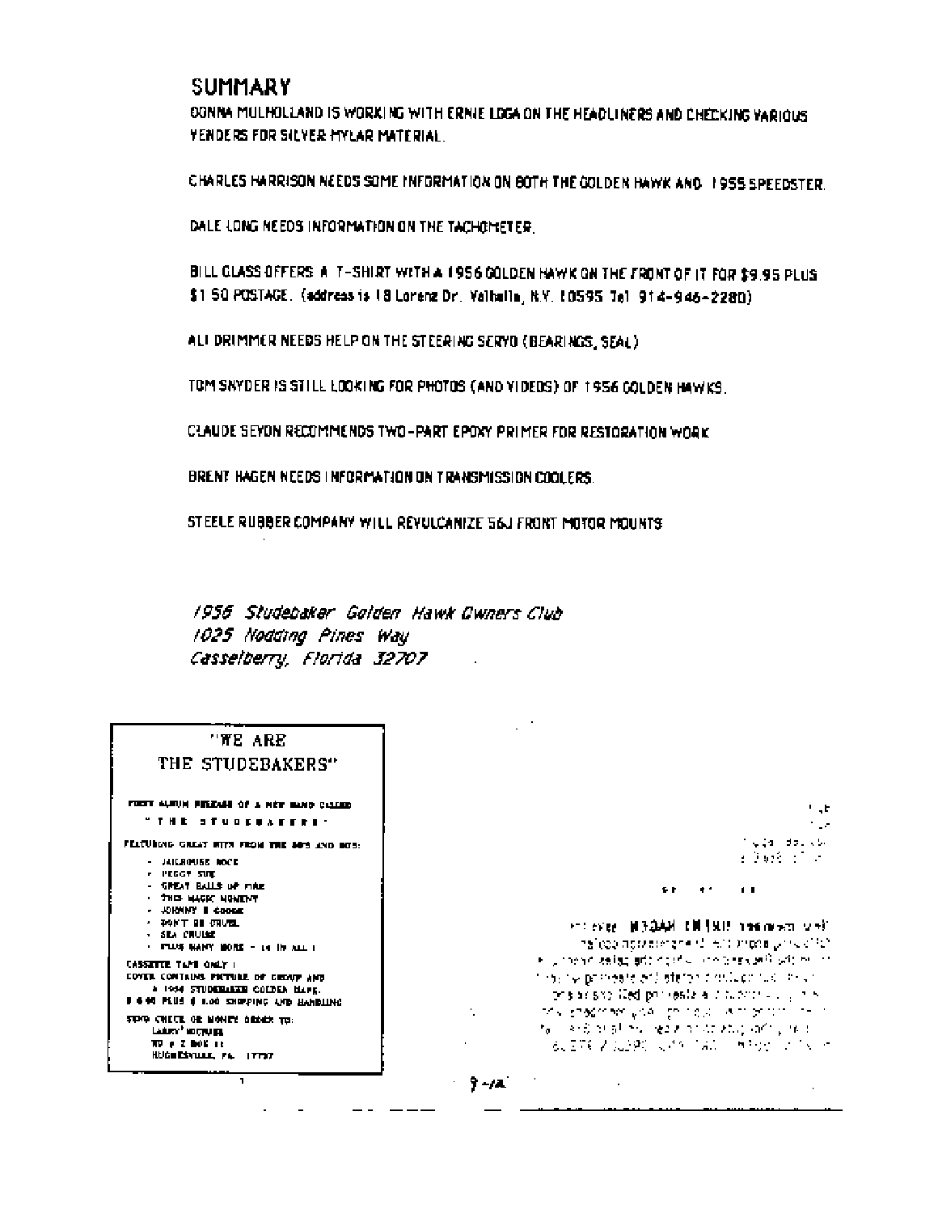## SUMMARY

DONNA MULHOLLAND IS WORKING WITH ERNIE LOGA ON THE HEADLINERS AND CHECKING VARIOUS VENDERS FOR SILVER MYLAR MATERIAL.

CHARLES HARRISON NEEDS SOME INFORMATION ON BOTH THE GOLDEN HAWK AND 1955 SPEEDSTER.

DALE LONG NEEDS INFORMATION ON THE TACHOMETER.

BILL GLASS OFFERS A T-SHIRT WITH A 1956 GOLDEN HAWK ON THE FRONT OF IT FOR $9.95 PLUS $1.50 POSTAGE. (address is 18 Lorenz Dr. Valhalla, N.Y. 10595 Tel 914-946-2280)

ALI DRIMMER NEEDS HELP ON THE STEERING SERVO (BEARINGS, SEAL)

TOM SNYDER IS STILL LOOKING FOR PHOTOS (AND VIDEOS) OF 1956 GOLDEN HAWKS.

CLAUDE SEYON RECOMMENDS TWO-PART EPOXY PRIMER FOR RESTORATION WORK

BRENT HAGEN NEEDS INFORMATION ON TRANSMISSION COOLERS.

STEELE RUBBER COMPANY WILL REVULCANIZE 56J FRONT MOTOR MOUNTS

*1956 Studebaker Golden Hawk Owners Club*
*1025 Nodding Pines Way*
*Casselberry, Florida 32707*

"WE ARE THE STUDEBAKERS"

FIRST ALBUM RELEASE OF A NEW BAND CALLED "THE STUDEBAKERS"

FEATURING GREAT HITS FROM THE 50'S AND 60'S:

- JAILHOUSE ROCK
- PEGGY SUE
- GREAT BALLS OF FIRE
- THIS MAGIC MOMENT
- JOHNNY B GOODE
- DON'T BE CRUEL
- SEA CRUISE
- PLUS MANY MORE - 14 IN ALL !

CASSETTE TAPE ONLY !
COVER CONTAINS PICTURE OF GROUP AND A 1956 STUDEBAKER GOLDEN HAWK.
$ 8.00 PLUS $ 1.00 SHIPPING AND HANDLING

SEND CHECK OR MONEY ORDER TO:
LARRY McTAGUE
RD # 2 BOX 11
HUGHESVILLE, PA. 17737